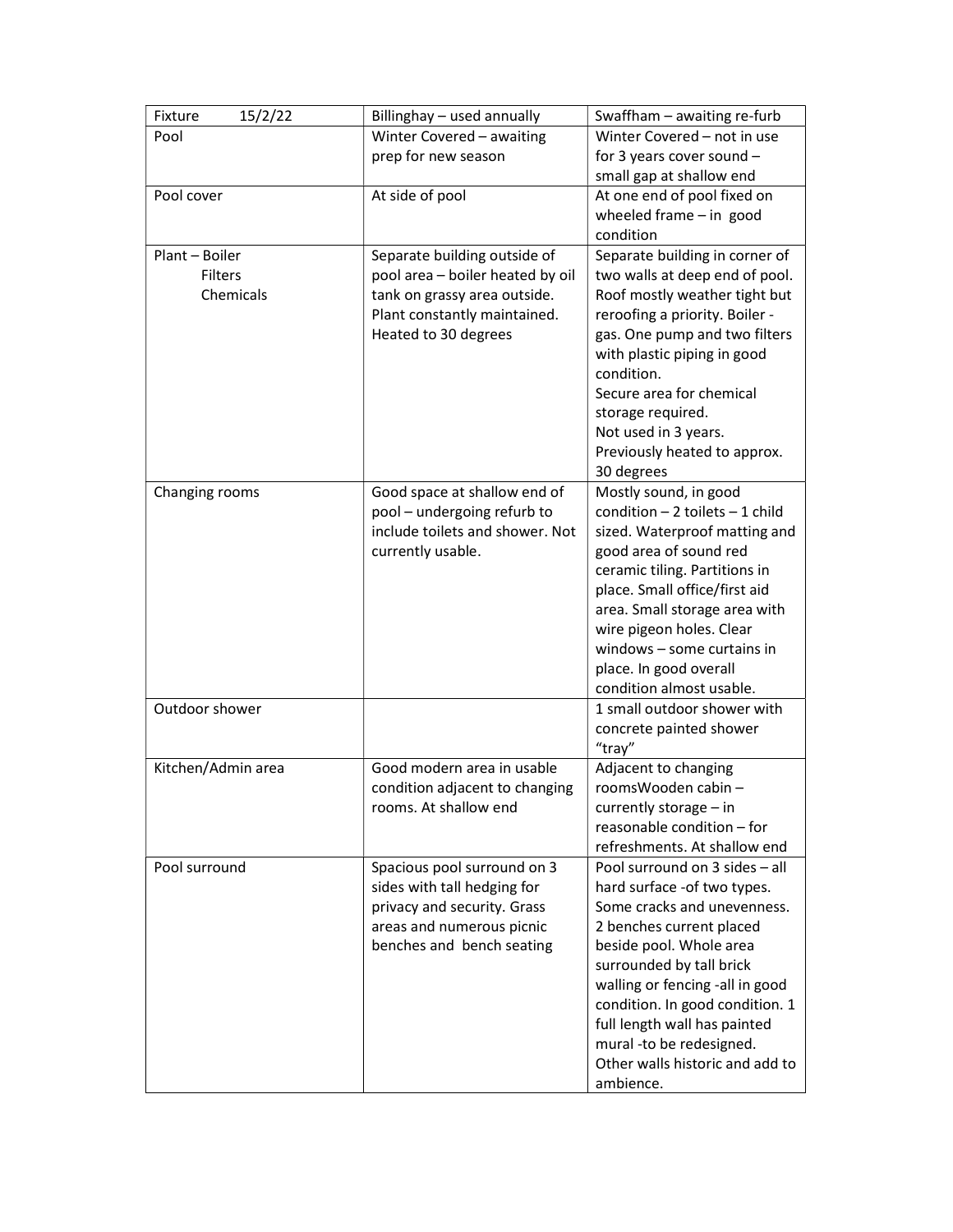| Fixture 15/2/22 | Billinghay – used annually | Swaffham – awaiting re-furb |
|---|---|---|
| Pool | Winter Covered – awaiting prep for new season | Winter Covered – not in use for 3 years cover sound – small gap at shallow end |
| Pool cover | At side of pool | At one end of pool fixed on wheeled frame – in good condition |
| Plant – Boiler<br>Filters<br>Chemicals | Separate building outside of pool area – boiler heated by oil tank on grassy area outside. Plant constantly maintained. Heated to 30 degrees | Separate building in corner of two walls at deep end of pool. Roof mostly weather tight but reroofing a priority. Boiler - gas. One pump and two filters with plastic piping in good condition.<br>Secure area for chemical storage required.<br>Not used in 3 years.<br>Previously heated to approx. 30 degrees |
| Changing rooms | Good space at shallow end of pool – undergoing refurb to include toilets and shower. Not currently usable. | Mostly sound, in good condition – 2 toilets – 1 child sized. Waterproof matting and good area of sound red ceramic tiling. Partitions in place. Small office/first aid area. Small storage area with wire pigeon holes. Clear windows – some curtains in place. In good overall condition almost usable. |
| Outdoor shower | | 1 small outdoor shower with concrete painted shower "tray" |
| Kitchen/Admin area | Good modern area in usable condition adjacent to changing rooms. At shallow end | Adjacent to changing roomsWooden cabin – currently storage – in reasonable condition – for refreshments. At shallow end |
| Pool surround | Spacious pool surround on 3 sides with tall hedging for privacy and security. Grass areas and numerous picnic benches and bench seating | Pool surround on 3 sides – all hard surface -of two types. Some cracks and unevenness. 2 benches current placed beside pool. Whole area surrounded by tall brick walling or fencing -all in good condition. In good condition. 1 full length wall has painted mural -to be redesigned. Other walls historic and add to ambience. |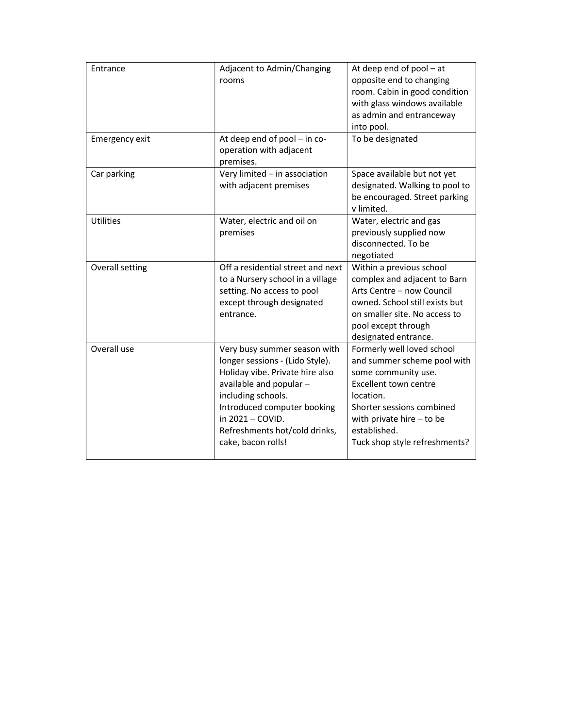| | | |
|---|---|---|
| Entrance | Adjacent to Admin/Changing rooms | At deep end of pool – at opposite end to changing room. Cabin in good condition with glass windows available as admin and entranceway into pool. |
| Emergency exit | At deep end of pool – in co-operation with adjacent premises. | To be designated |
| Car parking | Very limited – in association with adjacent premises | Space available but not yet designated. Walking to pool to be encouraged. Street parking v limited. |
| Utilities | Water, electric and oil on premises | Water, electric and gas previously supplied now disconnected. To be negotiated |
| Overall setting | Off a residential street and next to a Nursery school in a village setting. No access to pool except through designated entrance. | Within a previous school complex and adjacent to Barn Arts Centre – now Council owned. School still exists but on smaller site. No access to pool except through designated entrance. |
| Overall use | Very busy summer season with longer sessions - (Lido Style). Holiday vibe. Private hire also available and popular – including schools.<br>Introduced computer booking in 2021 – COVID.<br>Refreshments hot/cold drinks, cake, bacon rolls! | Formerly well loved school and summer scheme pool with some community use.<br>Excellent town centre location.<br>Shorter sessions combined with private hire – to be established.<br>Tuck shop style refreshments? |